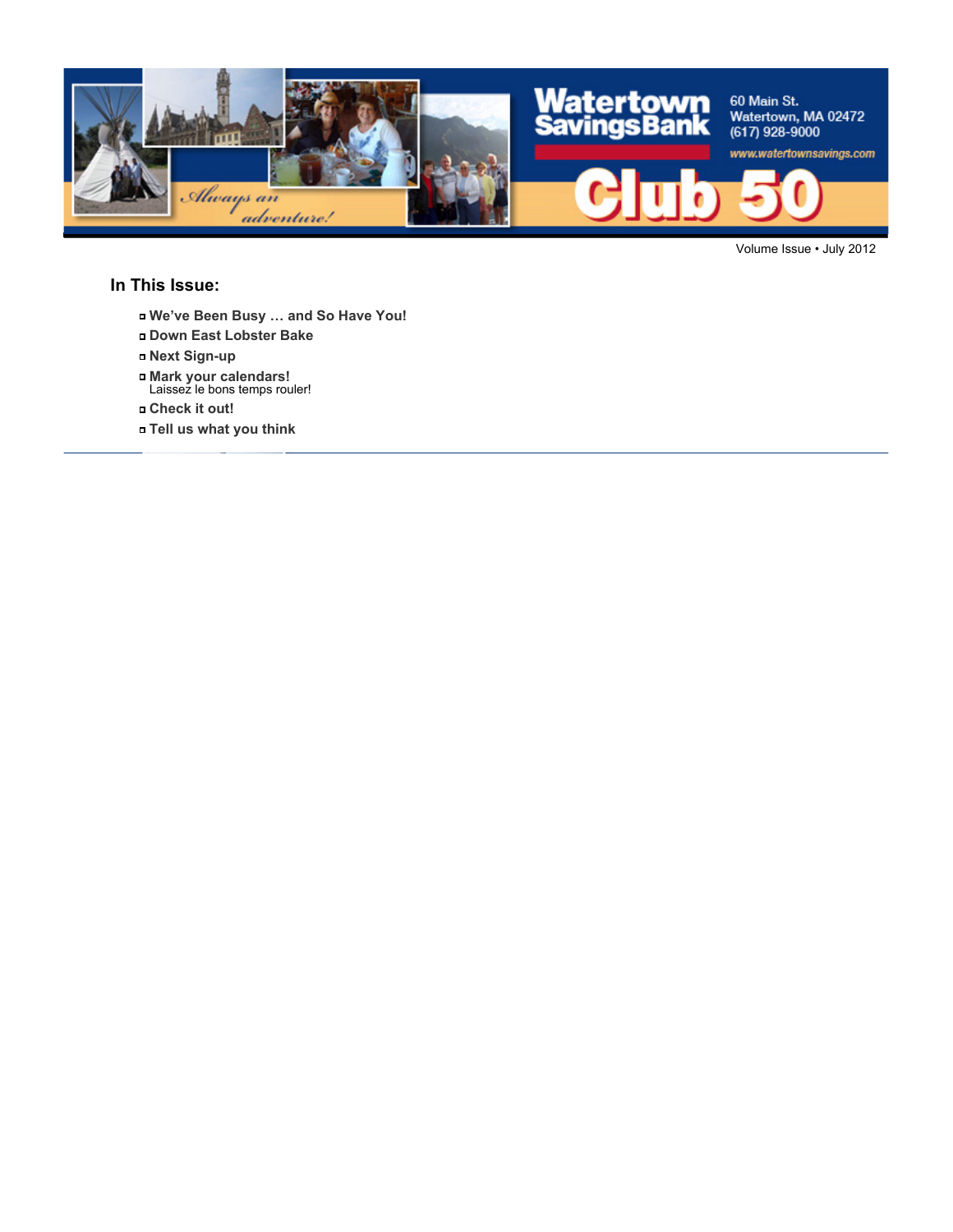# Watertown Savings Bank

60 Main St.
Watertown, MA 02472
(617) 928-9000
www.watertownsavings.com

## Club 50

*Always an adventure!*

Volume Issue • July 2012

### In This Issue:

- **We've Been Busy … and So Have You!**
- **Down East Lobster Bake**
- **Next Sign-up**
- **Mark your calendars!**
  Laissez le bons temps rouler!
- **Check it out!**
- **Tell us what you think**

---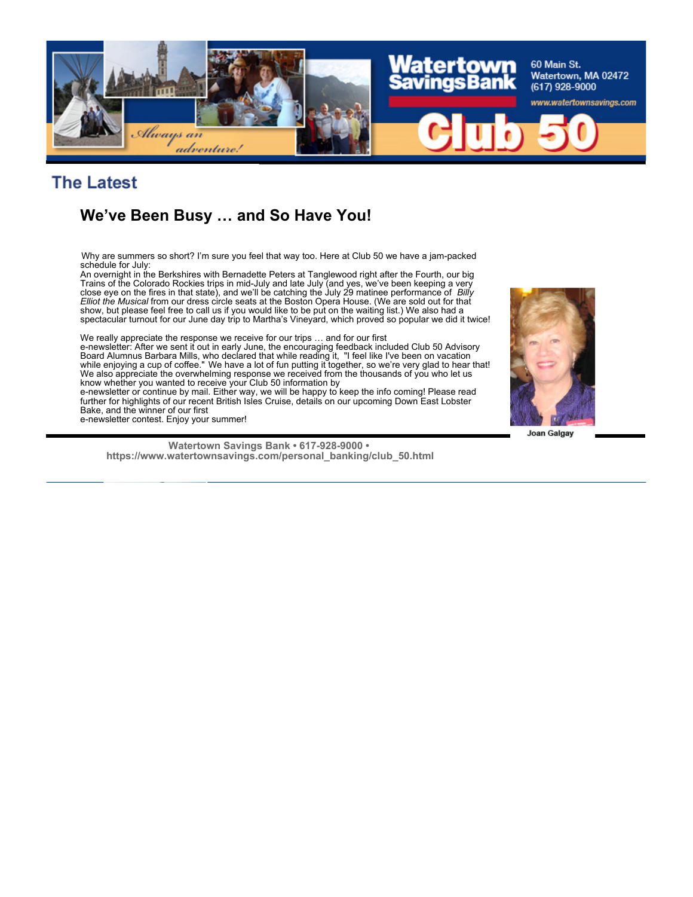## The Latest

### We've Been Busy … and So Have You!

Why are summers so short? I'm sure you feel that way too. Here at Club 50 we have a jam-packed schedule for July:
An overnight in the Berkshires with Bernadette Peters at Tanglewood right after the Fourth, our big Trains of the Colorado Rockies trips in mid-July and late July (and yes, we've been keeping a very close eye on the fires in that state), and we'll be catching the July 29 matinee performance of *Billy Elliot the Musical* from our dress circle seats at the Boston Opera House. (We are sold out for that show, but please feel free to call us if you would like to be put on the waiting list.) We also had a spectacular turnout for our June day trip to Martha's Vineyard, which proved so popular we did it twice!

We really appreciate the response we receive for our trips … and for our first e-newsletter: After we sent it out in early June, the encouraging feedback included Club 50 Advisory Board Alumnus Barbara Mills, who declared that while reading it, "I feel like I've been on vacation while enjoying a cup of coffee." We have a lot of fun putting it together, so we're very glad to hear that! We also appreciate the overwhelming response we received from the thousands of you who let us know whether you wanted to receive your Club 50 information by e-newsletter or continue by mail. Either way, we will be happy to keep the info coming! Please read further for highlights of our recent British Isles Cruise, details on our upcoming Down East Lobster Bake, and the winner of our first e-newsletter contest. Enjoy your summer!

Joan Galgay

**Watertown Savings Bank • 617-928-9000 •**
**https://www.watertownsavings.com/personal_banking/club_50.html**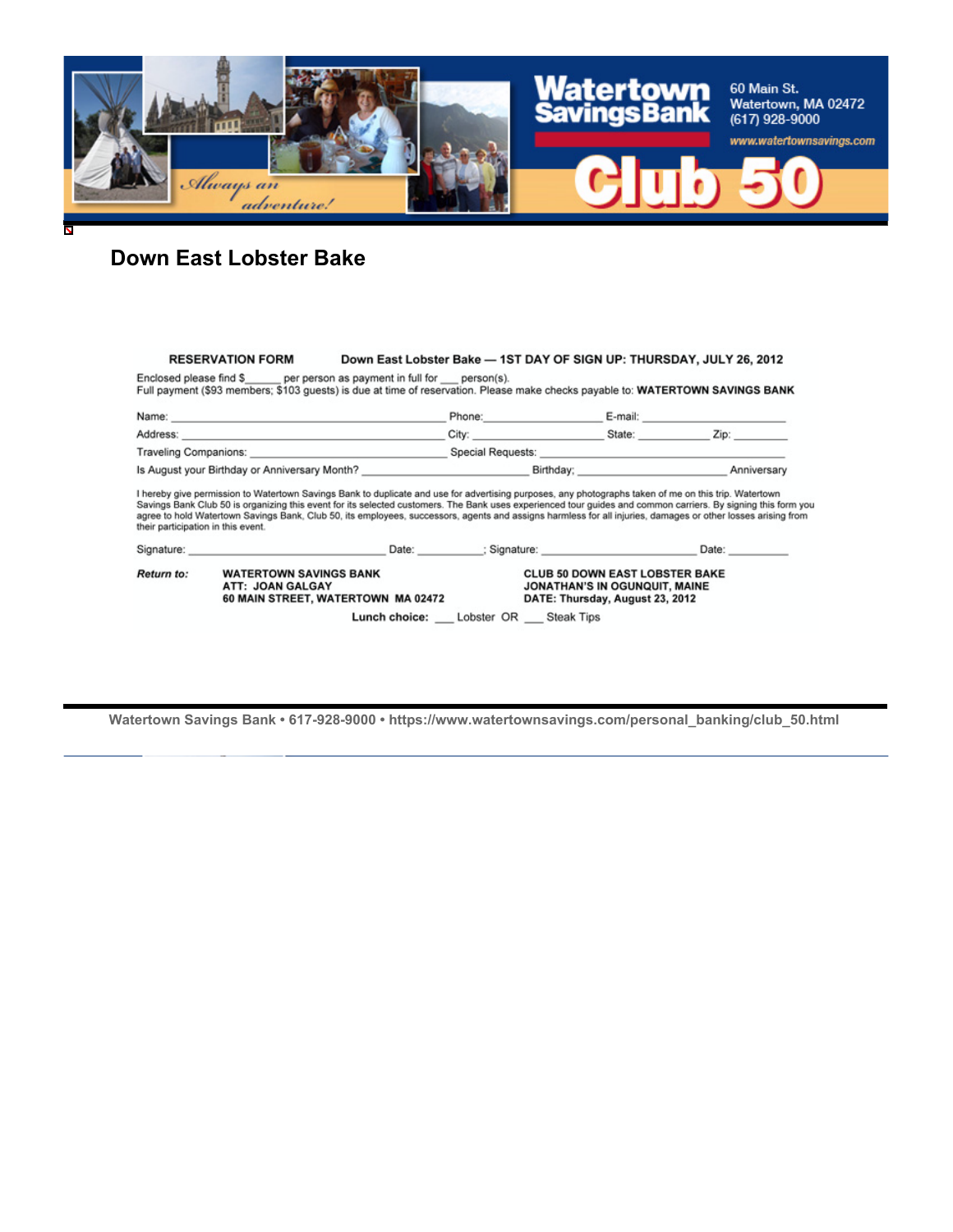Watertown Savings Bank

60 Main St.
Watertown, MA 02472
(617) 928-9000
www.watertownsavings.com

Always an adventure!

Club 50

# Down East Lobster Bake

**RESERVATION FORM** **Down East Lobster Bake — 1ST DAY OF SIGN UP: THURSDAY, JULY 26, 2012**

Enclosed please find $______ per person as payment in full for ___ person(s).
Full payment ($93 members; $103 guests) is due at time of reservation. Please make checks payable to: **WATERTOWN SAVINGS BANK**

Name: ______________________________ Phone: ________________ E-mail: ________________

Address: ______________________________ City: ________________ State: __________ Zip: ________

Traveling Companions: ______________________________ Special Requests: ______________________________

Is August your Birthday or Anniversary Month? ______________________ Birthday; ______________________ Anniversary

I hereby give permission to Watertown Savings Bank to duplicate and use for advertising purposes, any photographs taken of me on this trip. Watertown Savings Bank Club 50 is organizing this event for its selected customers. The Bank uses experienced tour guides and common carriers. By signing this form you agree to hold Watertown Savings Bank, Club 50, its employees, successors, agents and assigns harmless for all injuries, damages or other losses arising from their participation in this event.

Signature: ______________________ Date: __________; Signature: ______________________ Date: __________

***Return to:***

**WATERTOWN SAVINGS BANK**
**ATT: JOAN GALGAY**
**60 MAIN STREET, WATERTOWN MA 02472**

**CLUB 50 DOWN EAST LOBSTER BAKE**
**JONATHAN'S IN OGUNQUIT, MAINE**
**DATE: Thursday, August 23, 2012**

**Lunch choice:** ___ Lobster OR ___ Steak Tips

Watertown Savings Bank • 617-928-9000 • https://www.watertownsavings.com/personal_banking/club_50.html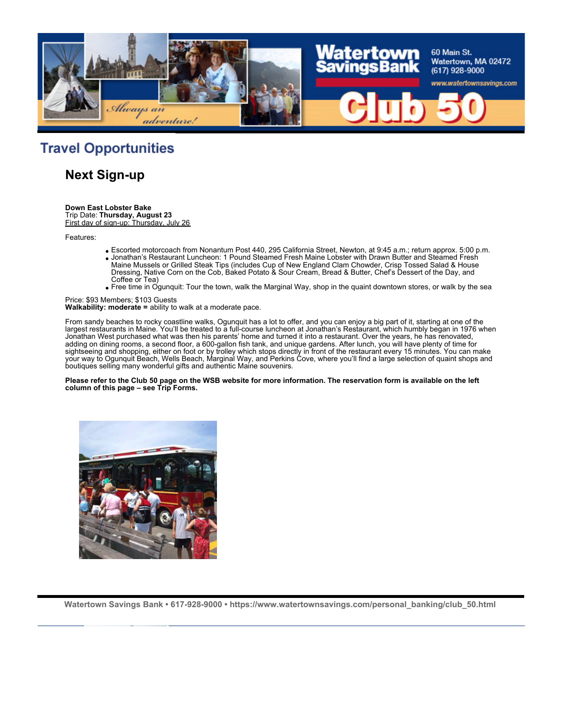## Travel Opportunities

### Next Sign-up

**Down East Lobster Bake**
Trip Date: **Thursday, August 23**
First day of sign-up: Thursday, July 26

Features:

- Escorted motorcoach from Nonantum Post 440, 295 California Street, Newton, at 9:45 a.m.; return approx. 5:00 p.m.
- Jonathan's Restaurant Luncheon: 1 Pound Steamed Fresh Maine Lobster with Drawn Butter and Steamed Fresh Maine Mussels or Grilled Steak Tips (includes Cup of New England Clam Chowder, Crisp Tossed Salad & House Dressing, Native Corn on the Cob, Baked Potato & Sour Cream, Bread & Butter, Chef's Dessert of the Day, and Coffee or Tea)
- Free time in Ogunquit: Tour the town, walk the Marginal Way, shop in the quaint downtown stores, or walk by the sea

Price: $93 Members; $103 Guests
**Walkability: moderate =** ability to walk at a moderate pace.

From sandy beaches to rocky coastline walks, Ogunquit has a lot to offer, and you can enjoy a big part of it, starting at one of the largest restaurants in Maine. You'll be treated to a full-course luncheon at Jonathan's Restaurant, which humbly began in 1976 when Jonathan West purchased what was then his parents' home and turned it into a restaurant. Over the years, he has renovated, adding on dining rooms, a second floor, a 600-gallon fish tank, and unique gardens. After lunch, you will have plenty of time for sightseeing and shopping, either on foot or by trolley which stops directly in front of the restaurant every 15 minutes. You can make your way to Ogunquit Beach, Wells Beach, Marginal Way, and Perkins Cove, where you'll find a large selection of quaint shops and boutiques selling many wonderful gifts and authentic Maine souvenirs.

**Please refer to the Club 50 page on the WSB website for more information. The reservation form is available on the left column of this page – see Trip Forms.**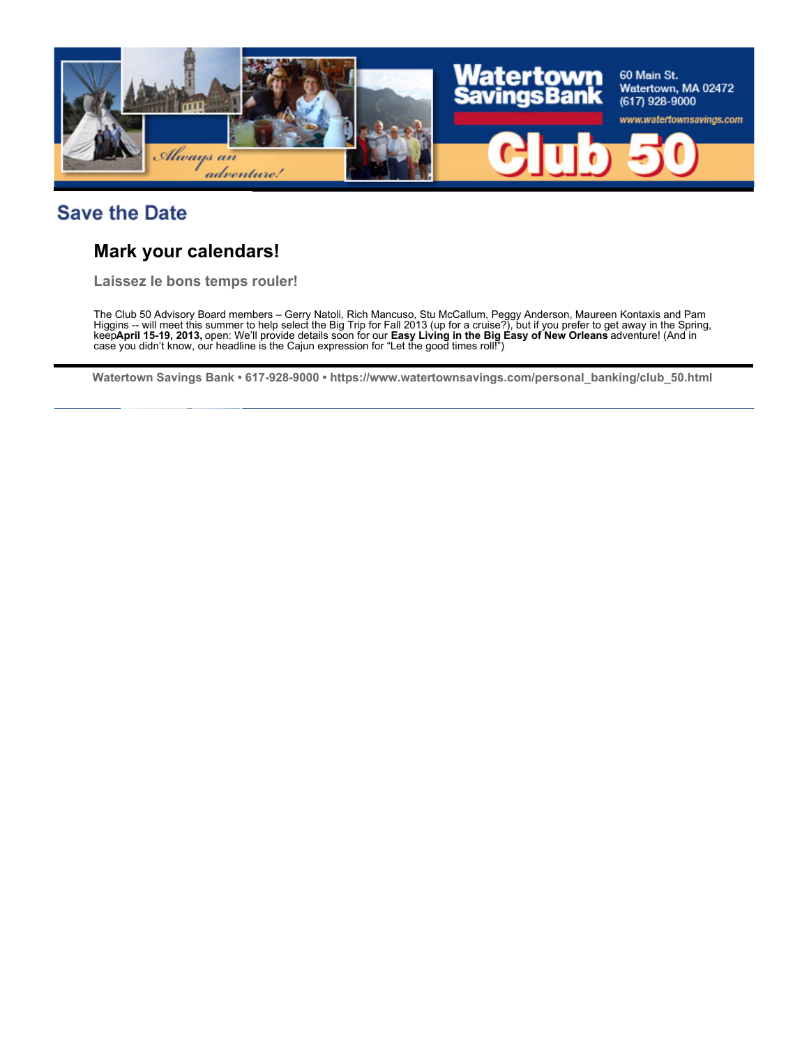## Save the Date

### Mark your calendars!

**Laissez le bons temps rouler!**

The Club 50 Advisory Board members – Gerry Natoli, Rich Mancuso, Stu McCallum, Peggy Anderson, Maureen Kontaxis and Pam Higgins -- will meet this summer to help select the Big Trip for Fall 2013 (up for a cruise?), but if you prefer to get away in the Spring, keep**April 15-19, 2013,** open: We'll provide details soon for our **Easy Living in the Big Easy of New Orleans** adventure! (And in case you didn't know, our headline is the Cajun expression for "Let the good times roll!")

---

**Watertown Savings Bank • 617-928-9000 • https://www.watertownsavings.com/personal_banking/club_50.html**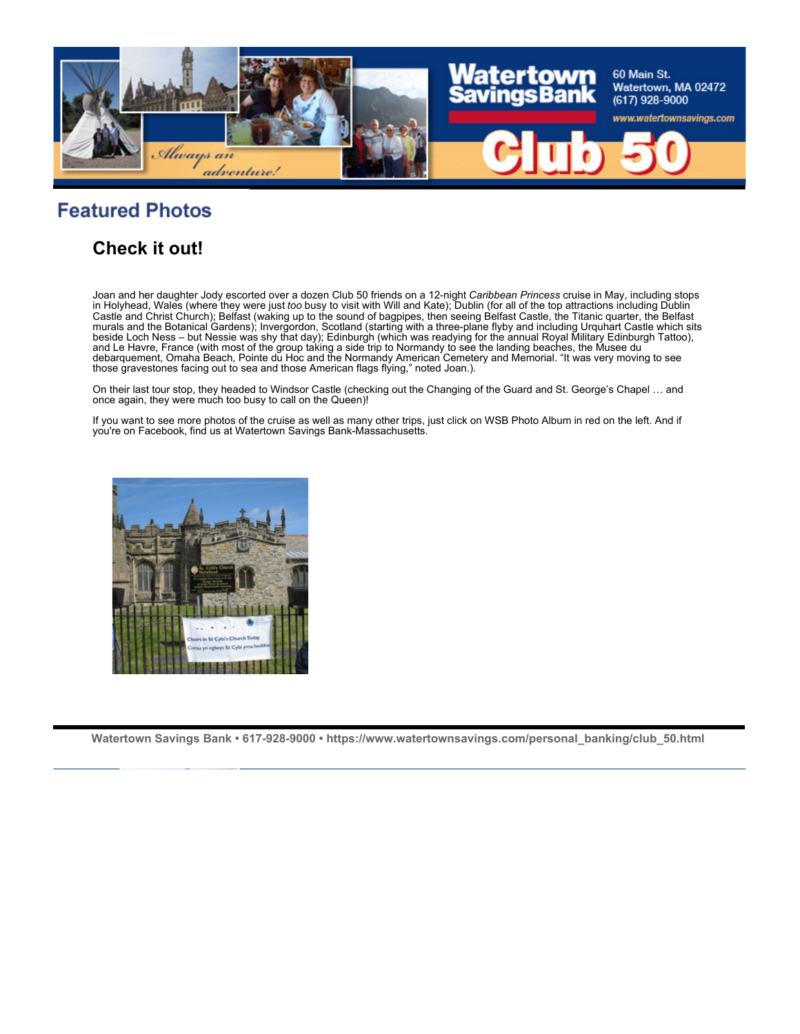## Featured Photos

### Check it out!

Joan and her daughter Jody escorted over a dozen Club 50 friends on a 12-night *Caribbean Princess* cruise in May, including stops in Holyhead, Wales (where they were just *too* busy to visit with Will and Kate); Dublin (for all of the top attractions including Dublin Castle and Christ Church); Belfast (waking up to the sound of bagpipes, then seeing Belfast Castle, the Titanic quarter, the Belfast murals and the Botanical Gardens); Invergordon, Scotland (starting with a three-plane flyby and including Urquhart Castle which sits beside Loch Ness – but Nessie was shy that day); Edinburgh (which was readying for the annual Royal Military Edinburgh Tattoo), and Le Havre, France (with most of the group taking a side trip to Normandy to see the landing beaches, the Musee du debarquement, Omaha Beach, Pointe du Hoc and the Normandy American Cemetery and Memorial. "It was very moving to see those gravestones facing out to sea and those American flags flying," noted Joan.).

On their last tour stop, they headed to Windsor Castle (checking out the Changing of the Guard and St. George's Chapel … and once again, they were much too busy to call on the Queen)!

If you want to see more photos of the cruise as well as many other trips, just click on WSB Photo Album in red on the left. And if you're on Facebook, find us at Watertown Savings Bank-Massachusetts.

Watertown Savings Bank • 617-928-9000 • https://www.watertownsavings.com/personal_banking/club_50.html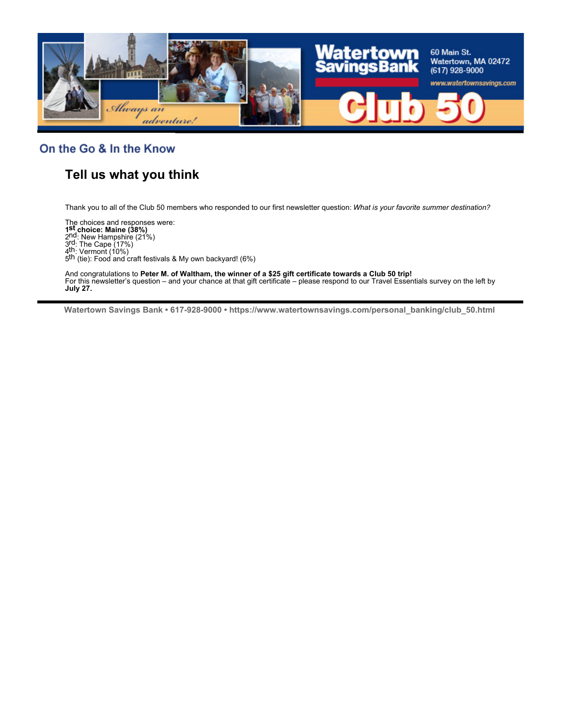## On the Go & In the Know

### Tell us what you think

Thank you to all of the Club 50 members who responded to our first newsletter question: *What is your favorite summer destination?*

The choices and responses were:
**1st choice: Maine (38%)**
2nd: New Hampshire (21%)
3rd: The Cape (17%)
4th: Vermont (10%)
5th (tie): Food and craft festivals & My own backyard! (6%)

And congratulations to **Peter M. of Waltham, the winner of a $25 gift certificate towards a Club 50 trip!**
For this newsletter's question – and your chance at that gift certificate – please respond to our Travel Essentials survey on the left by **July 27.**

Watertown Savings Bank • 617-928-9000 • https://www.watertownsavings.com/personal_banking/club_50.html